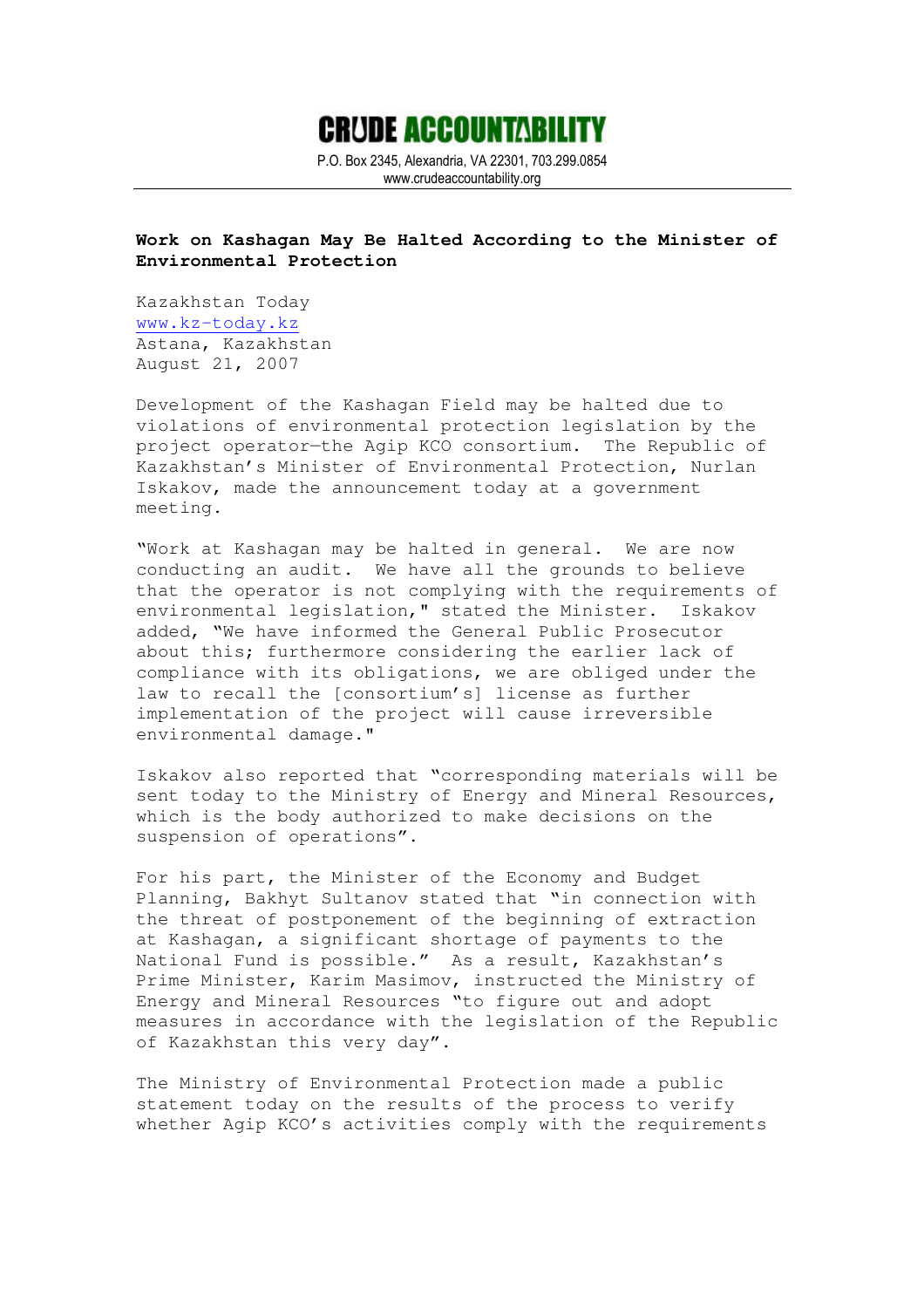# CRUDE ACCOUNTABILITY

P.O. Box 2345, Alexandria, VA 22301, 703.299.0854
www.crudeaccountability.org

**Work on Kashagan May Be Halted According to the Minister of Environmental Protection**

Kazakhstan Today
www.kz-today.kz
Astana, Kazakhstan
August 21, 2007

Development of the Kashagan Field may be halted due to violations of environmental protection legislation by the project operator—the Agip KCO consortium. The Republic of Kazakhstan's Minister of Environmental Protection, Nurlan Iskakov, made the announcement today at a government meeting.

"Work at Kashagan may be halted in general. We are now conducting an audit. We have all the grounds to believe that the operator is not complying with the requirements of environmental legislation," stated the Minister. Iskakov added, "We have informed the General Public Prosecutor about this; furthermore considering the earlier lack of compliance with its obligations, we are obliged under the law to recall the [consortium's] license as further implementation of the project will cause irreversible environmental damage."

Iskakov also reported that "corresponding materials will be sent today to the Ministry of Energy and Mineral Resources, which is the body authorized to make decisions on the suspension of operations".

For his part, the Minister of the Economy and Budget Planning, Bakhyt Sultanov stated that "in connection with the threat of postponement of the beginning of extraction at Kashagan, a significant shortage of payments to the National Fund is possible." As a result, Kazakhstan's Prime Minister, Karim Masimov, instructed the Ministry of Energy and Mineral Resources "to figure out and adopt measures in accordance with the legislation of the Republic of Kazakhstan this very day".

The Ministry of Environmental Protection made a public statement today on the results of the process to verify whether Agip KCO's activities comply with the requirements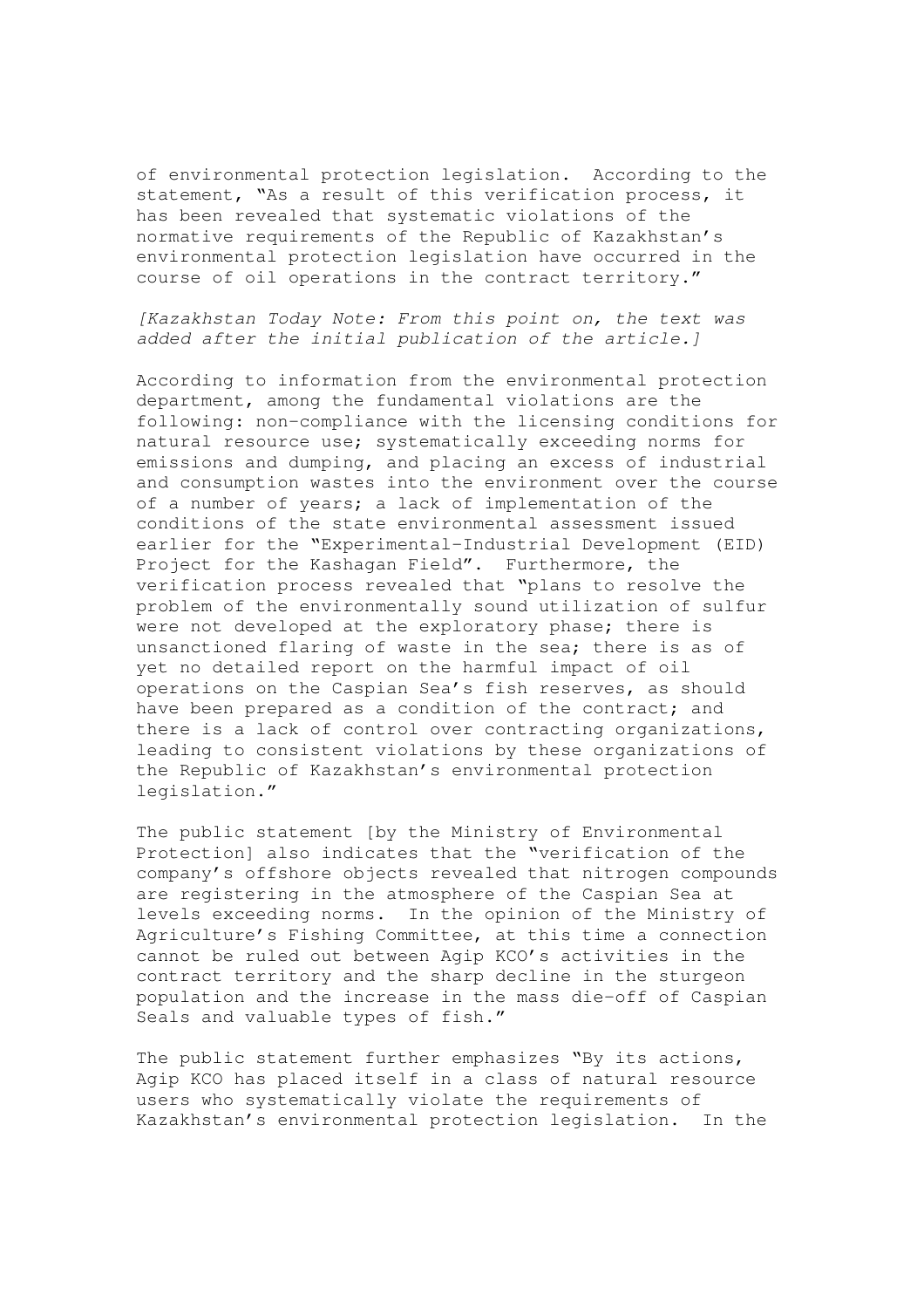of environmental protection legislation. According to the statement, "As a result of this verification process, it has been revealed that systematic violations of the normative requirements of the Republic of Kazakhstan's environmental protection legislation have occurred in the course of oil operations in the contract territory."

*[Kazakhstan Today Note: From this point on, the text was added after the initial publication of the article.]*

According to information from the environmental protection department, among the fundamental violations are the following: non-compliance with the licensing conditions for natural resource use; systematically exceeding norms for emissions and dumping, and placing an excess of industrial and consumption wastes into the environment over the course of a number of years; a lack of implementation of the conditions of the state environmental assessment issued earlier for the "Experimental-Industrial Development (EID) Project for the Kashagan Field". Furthermore, the verification process revealed that "plans to resolve the problem of the environmentally sound utilization of sulfur were not developed at the exploratory phase; there is unsanctioned flaring of waste in the sea; there is as of yet no detailed report on the harmful impact of oil operations on the Caspian Sea's fish reserves, as should have been prepared as a condition of the contract; and there is a lack of control over contracting organizations, leading to consistent violations by these organizations of the Republic of Kazakhstan's environmental protection legislation."

The public statement [by the Ministry of Environmental Protection] also indicates that the "verification of the company's offshore objects revealed that nitrogen compounds are registering in the atmosphere of the Caspian Sea at levels exceeding norms. In the opinion of the Ministry of Agriculture's Fishing Committee, at this time a connection cannot be ruled out between Agip KCO's activities in the contract territory and the sharp decline in the sturgeon population and the increase in the mass die-off of Caspian Seals and valuable types of fish."

The public statement further emphasizes "By its actions, Agip KCO has placed itself in a class of natural resource users who systematically violate the requirements of Kazakhstan's environmental protection legislation. In the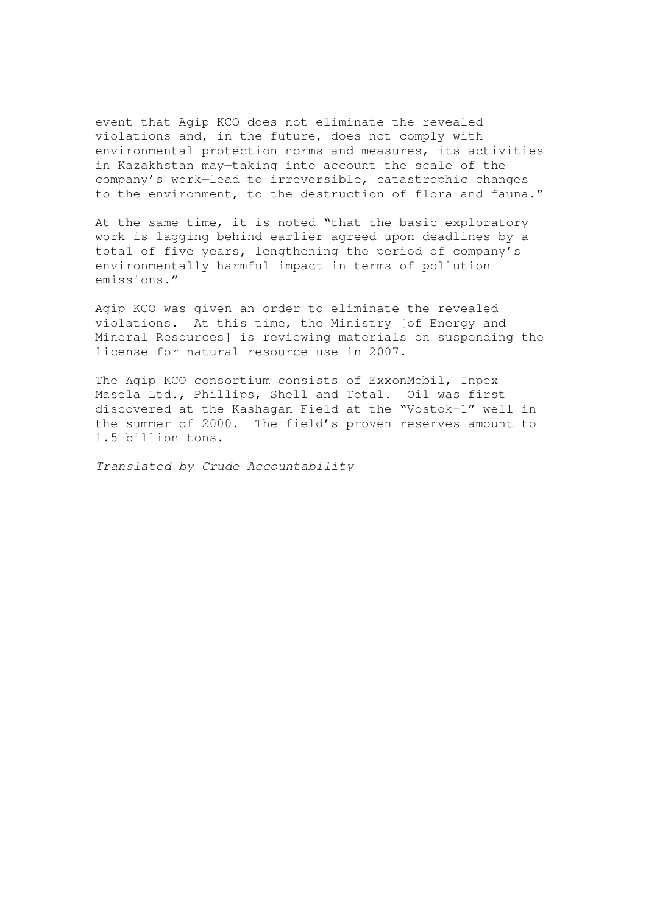event that Agip KCO does not eliminate the revealed violations and, in the future, does not comply with environmental protection norms and measures, its activities in Kazakhstan may—taking into account the scale of the company's work—lead to irreversible, catastrophic changes to the environment, to the destruction of flora and fauna."

At the same time, it is noted "that the basic exploratory work is lagging behind earlier agreed upon deadlines by a total of five years, lengthening the period of company's environmentally harmful impact in terms of pollution emissions."

Agip KCO was given an order to eliminate the revealed violations. At this time, the Ministry [of Energy and Mineral Resources] is reviewing materials on suspending the license for natural resource use in 2007.

The Agip KCO consortium consists of ExxonMobil, Inpex Masela Ltd., Phillips, Shell and Total. Oil was first discovered at the Kashagan Field at the "Vostok-1" well in the summer of 2000. The field's proven reserves amount to 1.5 billion tons.

*Translated by Crude Accountability*